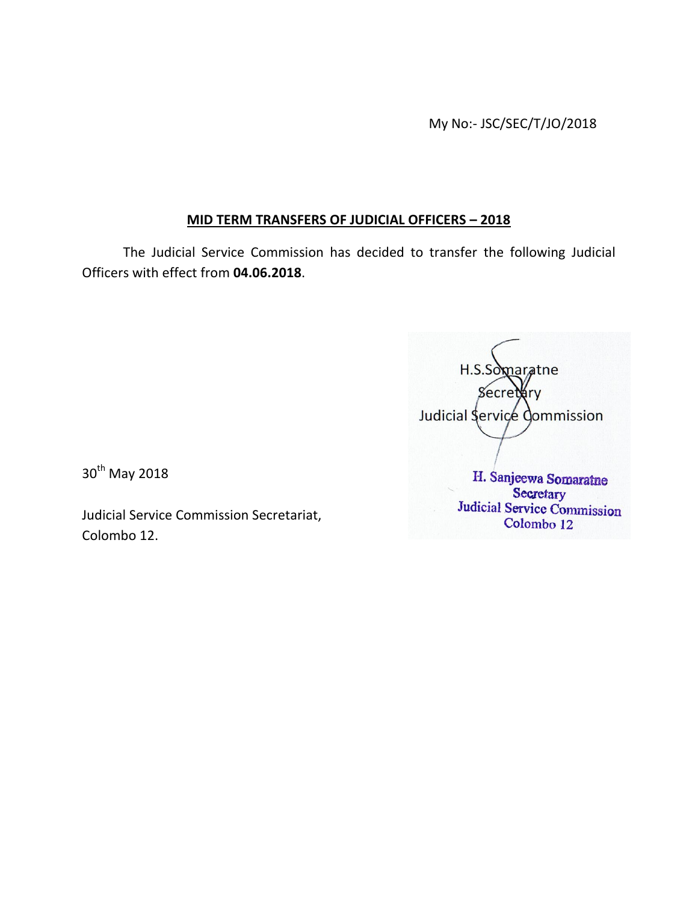My No:- JSC/SEC/T/JO/2018

**MID TERM TRANSFERS OF JUDICIAL OFFICERS – 2018**

The Judicial Service Commission has decided to transfer the following Judicial Officers with effect from **04.06.2018**.

H.S.Somaratne
Secretary
Judicial Service Commission

H. Sanjeewa Somaratne
Secretary
Judicial Service Commission
Colombo 12

30th May 2018

Judicial Service Commission Secretariat,
Colombo 12.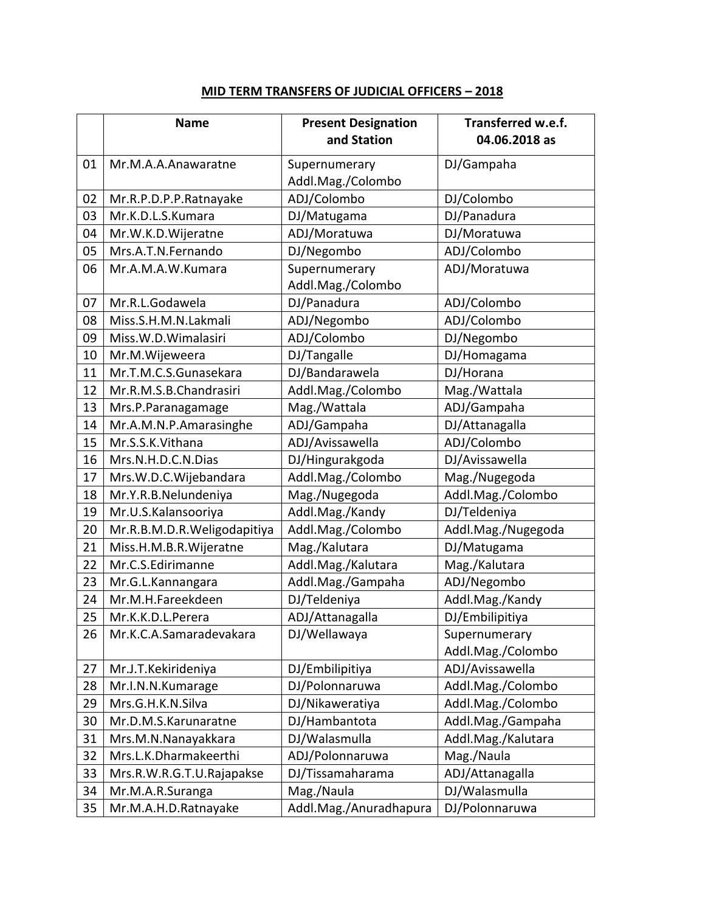# MID TERM TRANSFERS OF JUDICIAL OFFICERS – 2018

| | Name | Present Designation and Station | Transferred w.e.f. 04.06.2018 as |
|---|---|---|---|
| 01 | Mr.M.A.A.Anawaratne | Supernumerary Addl.Mag./Colombo | DJ/Gampaha |
| 02 | Mr.R.P.D.P.P.Ratnayake | ADJ/Colombo | DJ/Colombo |
| 03 | Mr.K.D.L.S.Kumara | DJ/Matugama | DJ/Panadura |
| 04 | Mr.W.K.D.Wijeratne | ADJ/Moratuwa | DJ/Moratuwa |
| 05 | Mrs.A.T.N.Fernando | DJ/Negombo | ADJ/Colombo |
| 06 | Mr.A.M.A.W.Kumara | Supernumerary Addl.Mag./Colombo | ADJ/Moratuwa |
| 07 | Mr.R.L.Godawela | DJ/Panadura | ADJ/Colombo |
| 08 | Miss.S.H.M.N.Lakmali | ADJ/Negombo | ADJ/Colombo |
| 09 | Miss.W.D.Wimalasiri | ADJ/Colombo | DJ/Negombo |
| 10 | Mr.M.Wijeweera | DJ/Tangalle | DJ/Homagama |
| 11 | Mr.T.M.C.S.Gunasekara | DJ/Bandarawela | DJ/Horana |
| 12 | Mr.R.M.S.B.Chandrasiri | Addl.Mag./Colombo | Mag./Wattala |
| 13 | Mrs.P.Paranagamage | Mag./Wattala | ADJ/Gampaha |
| 14 | Mr.A.M.N.P.Amarasinghe | ADJ/Gampaha | DJ/Attanagalla |
| 15 | Mr.S.S.K.Vithana | ADJ/Avissawella | ADJ/Colombo |
| 16 | Mrs.N.H.D.C.N.Dias | DJ/Hingurakgoda | DJ/Avissawella |
| 17 | Mrs.W.D.C.Wijebandara | Addl.Mag./Colombo | Mag./Nugegoda |
| 18 | Mr.Y.R.B.Nelundeniya | Mag./Nugegoda | Addl.Mag./Colombo |
| 19 | Mr.U.S.Kalansooriya | Addl.Mag./Kandy | DJ/Teldeniya |
| 20 | Mr.R.B.M.D.R.Weligodapitiya | Addl.Mag./Colombo | Addl.Mag./Nugegoda |
| 21 | Miss.H.M.B.R.Wijeratne | Mag./Kalutara | DJ/Matugama |
| 22 | Mr.C.S.Edirimanne | Addl.Mag./Kalutara | Mag./Kalutara |
| 23 | Mr.G.L.Kannangara | Addl.Mag./Gampaha | ADJ/Negombo |
| 24 | Mr.M.H.Fareekdeen | DJ/Teldeniya | Addl.Mag./Kandy |
| 25 | Mr.K.K.D.L.Perera | ADJ/Attanagalla | DJ/Embilipitiya |
| 26 | Mr.K.C.A.Samaradevakara | DJ/Wellawaya | Supernumerary Addl.Mag./Colombo |
| 27 | Mr.J.T.Kekirideniya | DJ/Embilipitiya | ADJ/Avissawella |
| 28 | Mr.I.N.N.Kumarage | DJ/Polonnaruwa | Addl.Mag./Colombo |
| 29 | Mrs.G.H.K.N.Silva | DJ/Nikaweratiya | Addl.Mag./Colombo |
| 30 | Mr.D.M.S.Karunaratne | DJ/Hambantota | Addl.Mag./Gampaha |
| 31 | Mrs.M.N.Nanayakkara | DJ/Walasmulla | Addl.Mag./Kalutara |
| 32 | Mrs.L.K.Dharmakeerthi | ADJ/Polonnaruwa | Mag./Naula |
| 33 | Mrs.R.W.R.G.T.U.Rajapakse | DJ/Tissamaharama | ADJ/Attanagalla |
| 34 | Mr.M.A.R.Suranga | Mag./Naula | DJ/Walasmulla |
| 35 | Mr.M.A.H.D.Ratnayake | Addl.Mag./Anuradhapura | DJ/Polonnaruwa |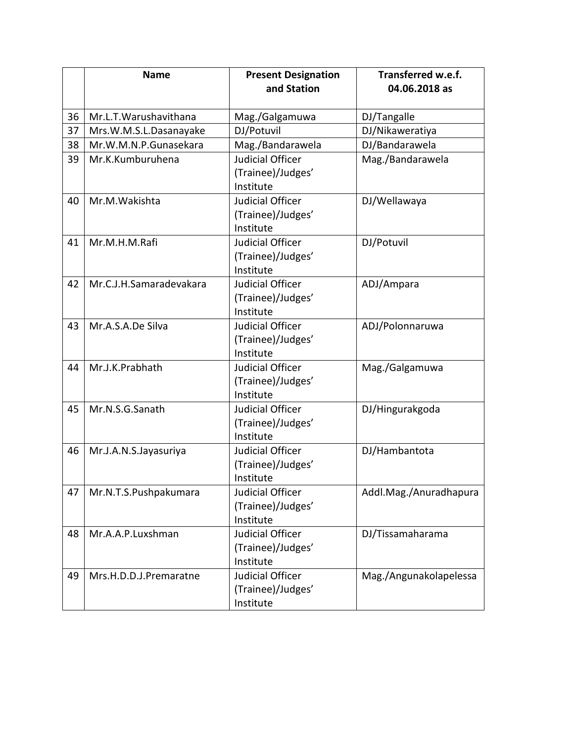| | Name | Present Designation and Station | Transferred w.e.f. 04.06.2018 as |
|---|---|---|---|
| 36 | Mr.L.T.Warushavithana | Mag./Galgamuwa | DJ/Tangalle |
| 37 | Mrs.W.M.S.L.Dasanayake | DJ/Potuvil | DJ/Nikaweratiya |
| 38 | Mr.W.M.N.P.Gunasekara | Mag./Bandarawela | DJ/Bandarawela |
| 39 | Mr.K.Kumburuhena | Judicial Officer (Trainee)/Judges' Institute | Mag./Bandarawela |
| 40 | Mr.M.Wakishta | Judicial Officer (Trainee)/Judges' Institute | DJ/Wellawaya |
| 41 | Mr.M.H.M.Rafi | Judicial Officer (Trainee)/Judges' Institute | DJ/Potuvil |
| 42 | Mr.C.J.H.Samaradevakara | Judicial Officer (Trainee)/Judges' Institute | ADJ/Ampara |
| 43 | Mr.A.S.A.De Silva | Judicial Officer (Trainee)/Judges' Institute | ADJ/Polonnaruwa |
| 44 | Mr.J.K.Prabhath | Judicial Officer (Trainee)/Judges' Institute | Mag./Galgamuwa |
| 45 | Mr.N.S.G.Sanath | Judicial Officer (Trainee)/Judges' Institute | DJ/Hingurakgoda |
| 46 | Mr.J.A.N.S.Jayasuriya | Judicial Officer (Trainee)/Judges' Institute | DJ/Hambantota |
| 47 | Mr.N.T.S.Pushpakumara | Judicial Officer (Trainee)/Judges' Institute | Addl.Mag./Anuradhapura |
| 48 | Mr.A.A.P.Luxshman | Judicial Officer (Trainee)/Judges' Institute | DJ/Tissamaharama |
| 49 | Mrs.H.D.D.J.Premaratne | Judicial Officer (Trainee)/Judges' Institute | Mag./Angunakolapelessa |